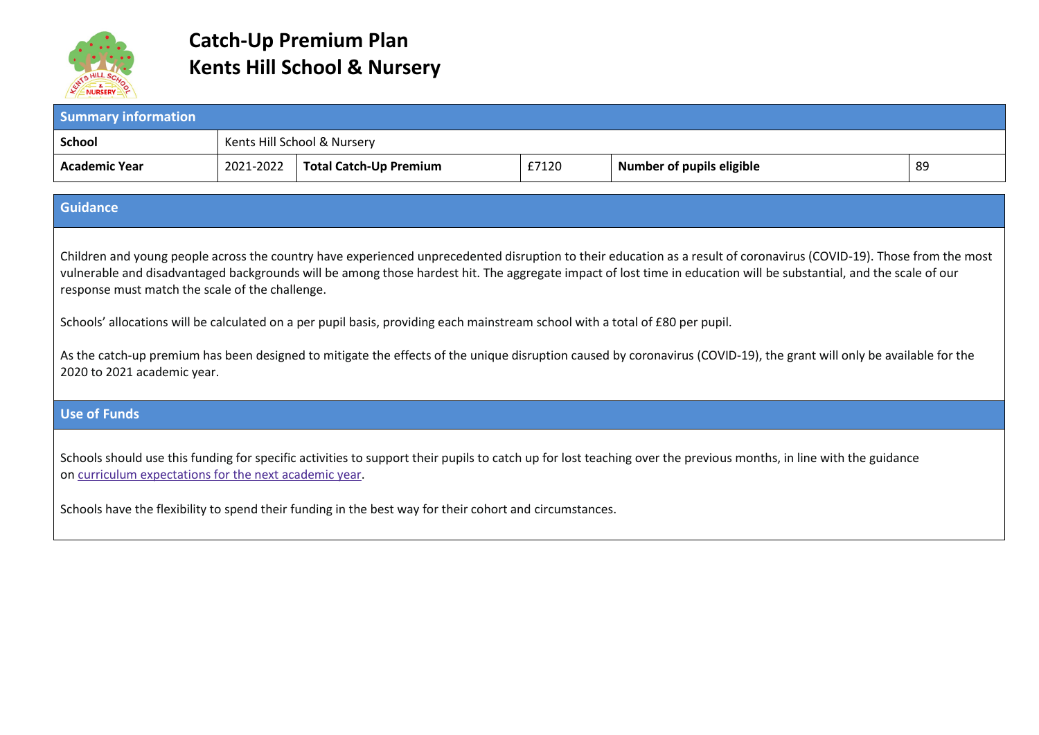# Catch-Up Premium Plan
# Kents Hill School & Nursery

| Summary information | | | | | |
|---|---|---|---|---|---|
| **School** | Kents Hill School & Nursery | | | | |
| **Academic Year** | 2021-2022 | **Total Catch-Up Premium** | £7120 | **Number of pupils eligible** | 89 |

## Guidance

Children and young people across the country have experienced unprecedented disruption to their education as a result of coronavirus (COVID-19). Those from the most vulnerable and disadvantaged backgrounds will be among those hardest hit. The aggregate impact of lost time in education will be substantial, and the scale of our response must match the scale of the challenge.

Schools' allocations will be calculated on a per pupil basis, providing each mainstream school with a total of £80 per pupil.

As the catch-up premium has been designed to mitigate the effects of the unique disruption caused by coronavirus (COVID-19), the grant will only be available for the 2020 to 2021 academic year.

## Use of Funds

Schools should use this funding for specific activities to support their pupils to catch up for lost teaching over the previous months, in line with the guidance on curriculum expectations for the next academic year.

Schools have the flexibility to spend their funding in the best way for their cohort and circumstances.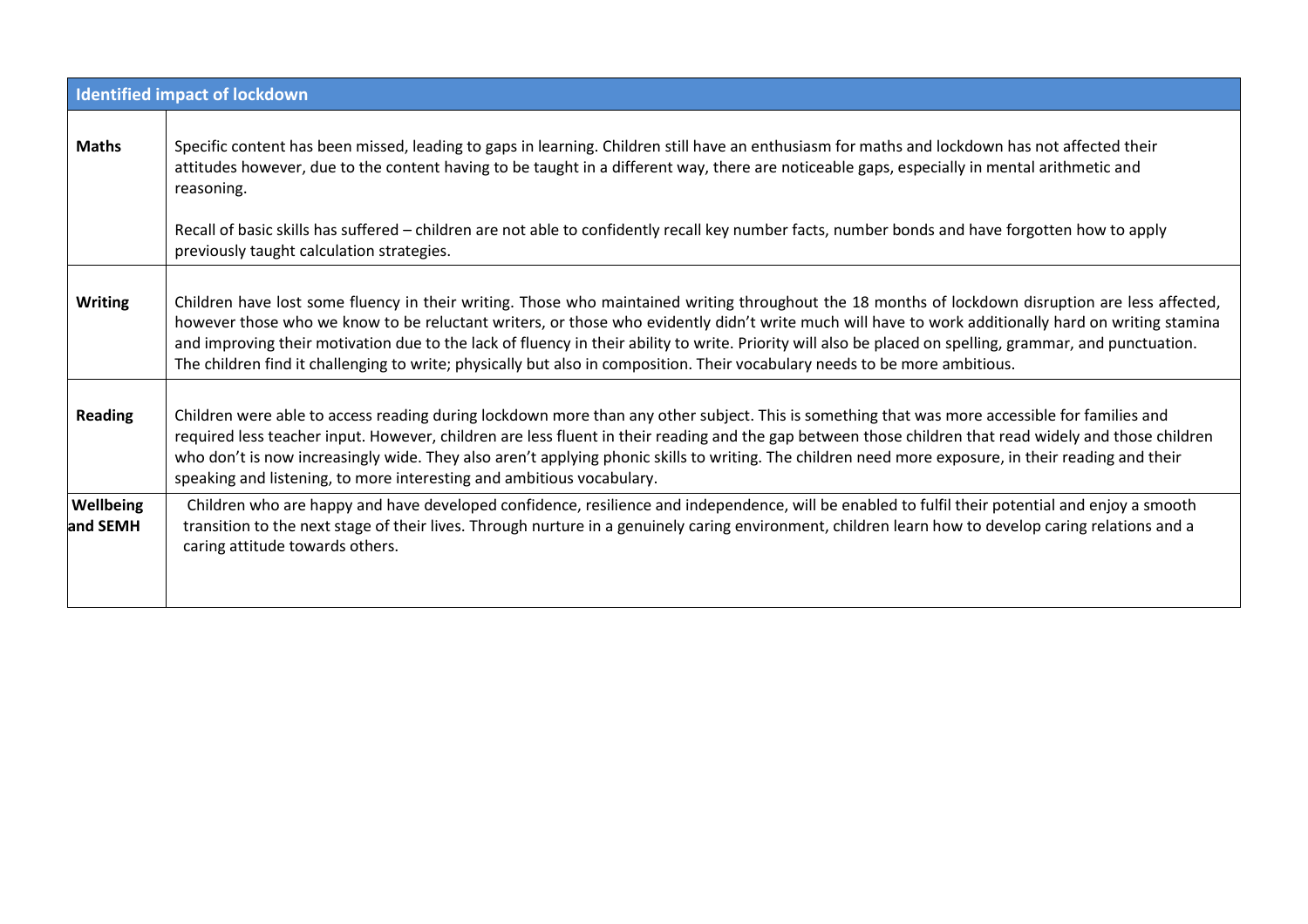| Identified impact of lockdown | |
|---|---|
| **Maths** | Specific content has been missed, leading to gaps in learning. Children still have an enthusiasm for maths and lockdown has not affected their attitudes however, due to the content having to be taught in a different way, there are noticeable gaps, especially in mental arithmetic and reasoning.<br><br>Recall of basic skills has suffered – children are not able to confidently recall key number facts, number bonds and have forgotten how to apply previously taught calculation strategies. |
| **Writing** | Children have lost some fluency in their writing. Those who maintained writing throughout the 18 months of lockdown disruption are less affected, however those who we know to be reluctant writers, or those who evidently didn't write much will have to work additionally hard on writing stamina and improving their motivation due to the lack of fluency in their ability to write. Priority will also be placed on spelling, grammar, and punctuation. The children find it challenging to write; physically but also in composition. Their vocabulary needs to be more ambitious. |
| **Reading** | Children were able to access reading during lockdown more than any other subject. This is something that was more accessible for families and required less teacher input. However, children are less fluent in their reading and the gap between those children that read widely and those children who don't is now increasingly wide. They also aren't applying phonic skills to writing. The children need more exposure, in their reading and their speaking and listening, to more interesting and ambitious vocabulary. |
| **Wellbeing and SEMH** | Children who are happy and have developed confidence, resilience and independence, will be enabled to fulfil their potential and enjoy a smooth transition to the next stage of their lives. Through nurture in a genuinely caring environment, children learn how to develop caring relations and a caring attitude towards others. |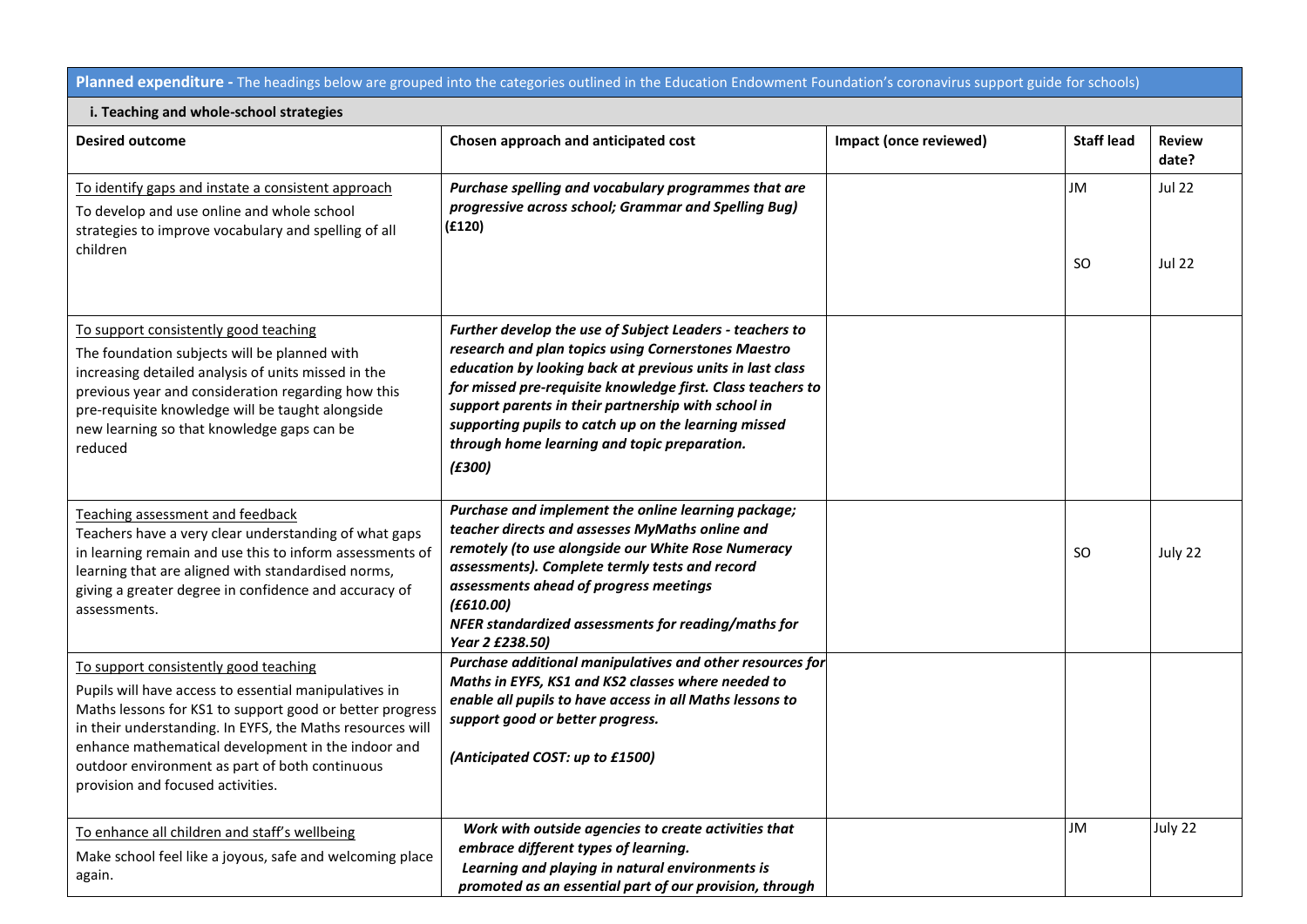**Planned expenditure -** The headings below are grouped into the categories outlined in the Education Endowment Foundation's coronavirus support guide for schools)

**i. Teaching and whole-school strategies**

| Desired outcome | Chosen approach and anticipated cost | Impact (once reviewed) | Staff lead | Review date? |
|---|---|---|---|---|
| To identify gaps and instate a consistent approach<br>To develop and use online and whole school strategies to improve vocabulary and spelling of all children | ***Purchase spelling and vocabulary programmes that are progressive across school; Grammar and Spelling Bug)*** **(£120)** | | JM<br><br>SO | Jul 22<br><br>Jul 22 |
| To support consistently good teaching<br>The foundation subjects will be planned with increasing detailed analysis of units missed in the previous year and consideration regarding how this pre-requisite knowledge will be taught alongside new learning so that knowledge gaps can be reduced | ***Further develop the use of Subject Leaders - teachers to research and plan topics using Cornerstones Maestro education by looking back at previous units in last class for missed pre-requisite knowledge first. Class teachers to support parents in their partnership with school in supporting pupils to catch up on the learning missed through home learning and topic preparation.***<br>***(£300)*** | | | |
| Teaching assessment and feedback<br>Teachers have a very clear understanding of what gaps in learning remain and use this to inform assessments of learning that are aligned with standardised norms, giving a greater degree in confidence and accuracy of assessments. | ***Purchase and implement the online learning package; teacher directs and assesses MyMaths online and remotely (to use alongside our White Rose Numeracy assessments). Complete termly tests and record assessments ahead of progress meetings***<br>***(£610.00)***<br>***NFER standardized assessments for reading/maths for Year 2 £238.50)*** | | SO | July 22 |
| To support consistently good teaching<br>Pupils will have access to essential manipulatives in Maths lessons for KS1 to support good or better progress in their understanding. In EYFS, the Maths resources will enhance mathematical development in the indoor and outdoor environment as part of both continuous provision and focused activities. | ***Purchase additional manipulatives and other resources for Maths in EYFS, KS1 and KS2 classes where needed to enable all pupils to have access in all Maths lessons to support good or better progress.***<br><br>***(Anticipated COST: up to £1500)*** | | | |
| To enhance all children and staff's wellbeing<br>Make school feel like a joyous, safe and welcoming place again. | ***Work with outside agencies to create activities that embrace different types of learning.***<br>***Learning and playing in natural environments is promoted as an essential part of our provision, through*** | | JM | July 22 |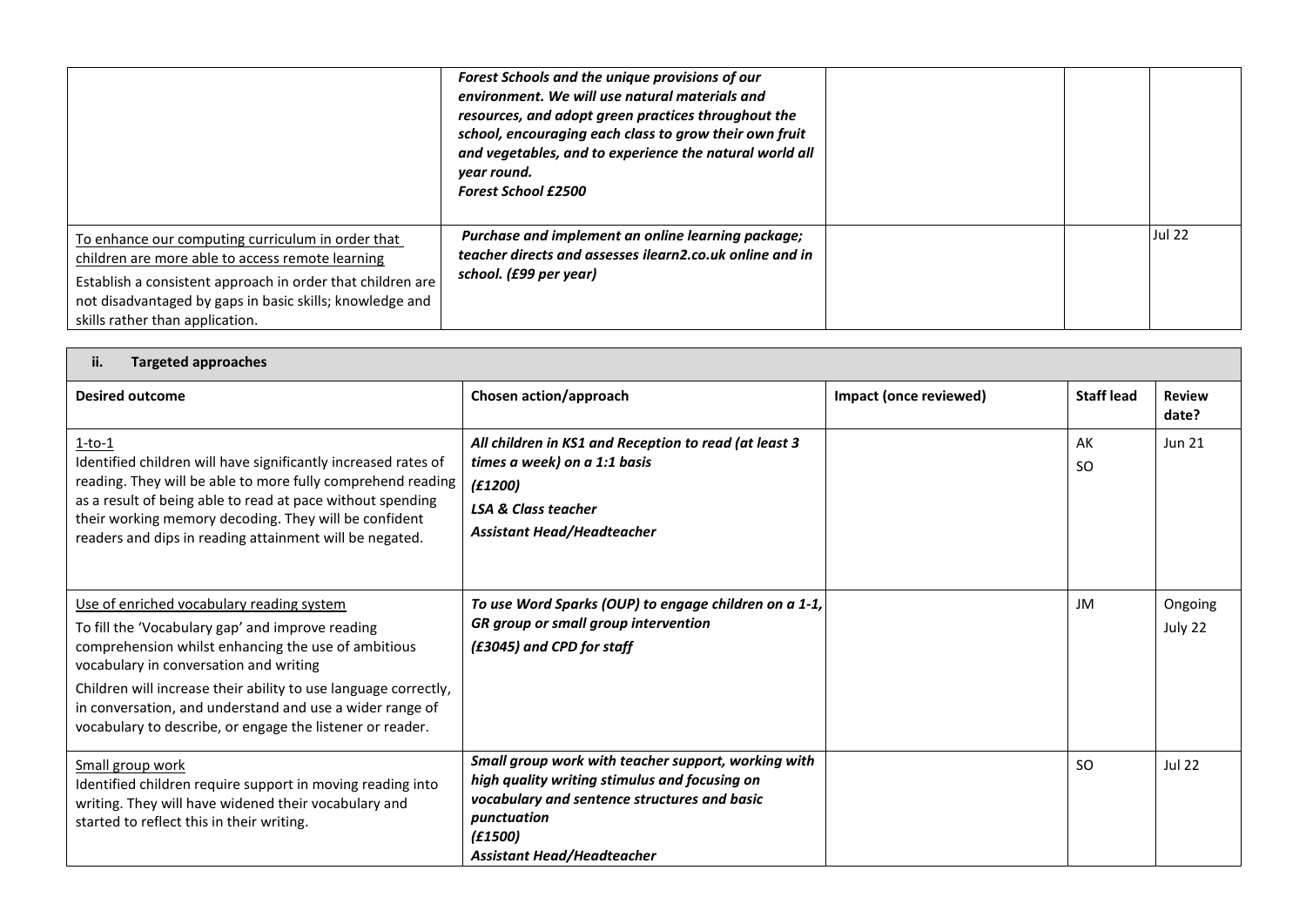| | | | | |
|---|---|---|---|---|
| | ***Forest Schools and the unique provisions of our environment. We will use natural materials and resources, and adopt green practices throughout the school, encouraging each class to grow their own fruit and vegetables, and to experience the natural world all year round.*** <br> ***Forest School £2500*** | | | |
| To enhance our computing curriculum in order that children are more able to access remote learning <br> Establish a consistent approach in order that children are not disadvantaged by gaps in basic skills; knowledge and skills rather than application. | ***Purchase and implement an online learning package; teacher directs and assesses ilearn2.co.uk online and in school. (£99 per year)*** | | | Jul 22 |

**ii. Targeted approaches**

| Desired outcome | Chosen action/approach | Impact (once reviewed) | Staff lead | Review date? |
|---|---|---|---|---|
| 1-to-1 <br> Identified children will have significantly increased rates of reading. They will be able to more fully comprehend reading as a result of being able to read at pace without spending their working memory decoding. They will be confident readers and dips in reading attainment will be negated. | ***All children in KS1 and Reception to read (at least 3 times a week) on a 1:1 basis*** <br> ***(£1200)*** <br> ***LSA & Class teacher*** <br> ***Assistant Head/Headteacher*** | | AK <br> SO | Jun 21 |
| Use of enriched vocabulary reading system <br> To fill the 'Vocabulary gap' and improve reading comprehension whilst enhancing the use of ambitious vocabulary in conversation and writing <br> Children will increase their ability to use language correctly, in conversation, and understand and use a wider range of vocabulary to describe, or engage the listener or reader. | ***To use Word Sparks (OUP) to engage children on a 1-1, GR group or small group intervention*** <br> ***(£3045) and CPD for staff*** | | JM | Ongoing <br> July 22 |
| Small group work <br> Identified children require support in moving reading into writing. They will have widened their vocabulary and started to reflect this in their writing. | ***Small group work with teacher support, working with high quality writing stimulus and focusing on vocabulary and sentence structures and basic punctuation*** <br> ***(£1500)*** <br> ***Assistant Head/Headteacher*** | | SO | Jul 22 |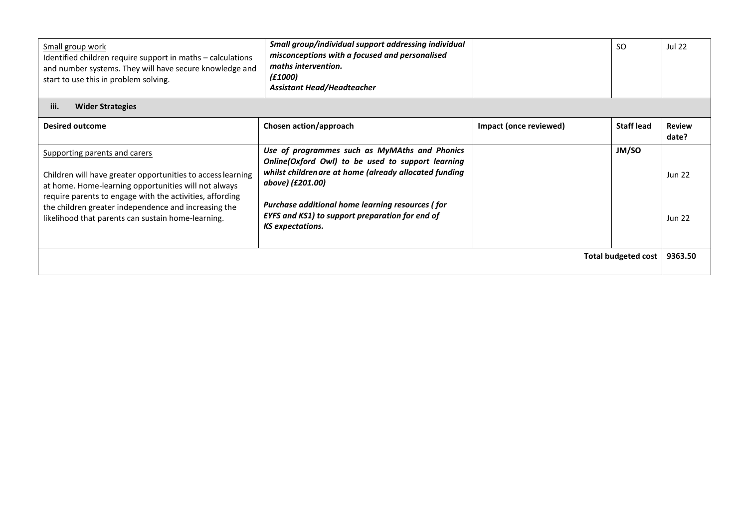| | | | | |
|---|---|---|---|---|
| Small group work<br>Identified children require support in maths – calculations and number systems. They will have secure knowledge and start to use this in problem solving. | ***Small group/individual support addressing individual misconceptions with a focused and personalised maths intervention.<br>(£1000)<br>Assistant Head/Headteacher*** | | SO | Jul 22 |

**iii. Wider Strategies**

| Desired outcome | Chosen action/approach | Impact (once reviewed) | Staff lead | Review date? |
|---|---|---|---|---|
| Supporting parents and carers<br><br>Children will have greater opportunities to access learning at home. Home-learning opportunities will not always require parents to engage with the activities, affording the children greater independence and increasing the likelihood that parents can sustain home-learning. | ***Use of programmes such as MyMAths and Phonics Online(Oxford Owl) to be used to support learning whilst children are at home (already allocated funding above) (£201.00)***<br><br>***Purchase additional home learning resources ( for EYFS and KS1) to support preparation for end of KS expectations.*** | | **JM/SO** | Jun 22<br><br>Jun 22 |
| | | | **Total budgeted cost** | **9363.50** |